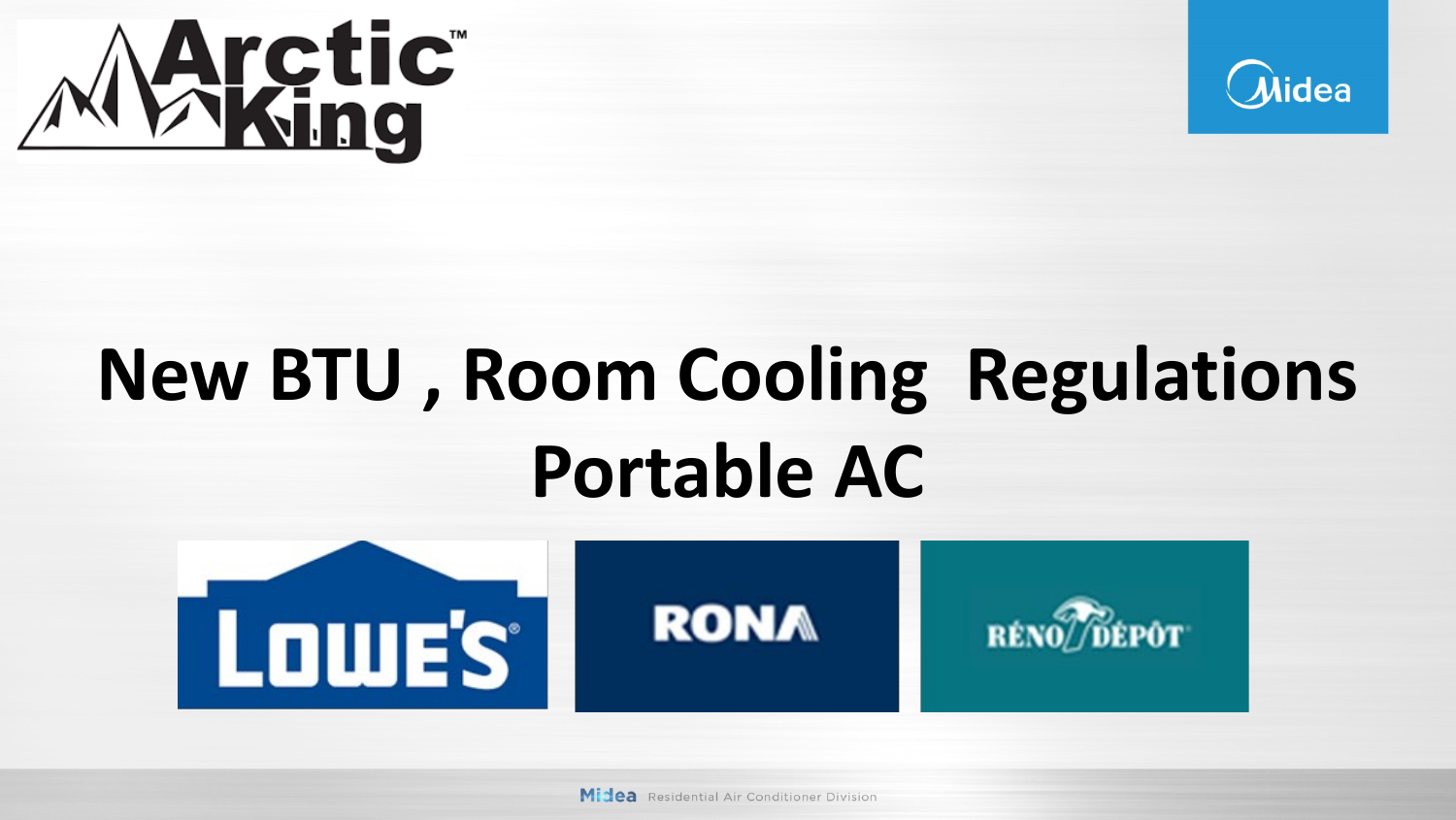# New BTU , Room Cooling Regulations Portable AC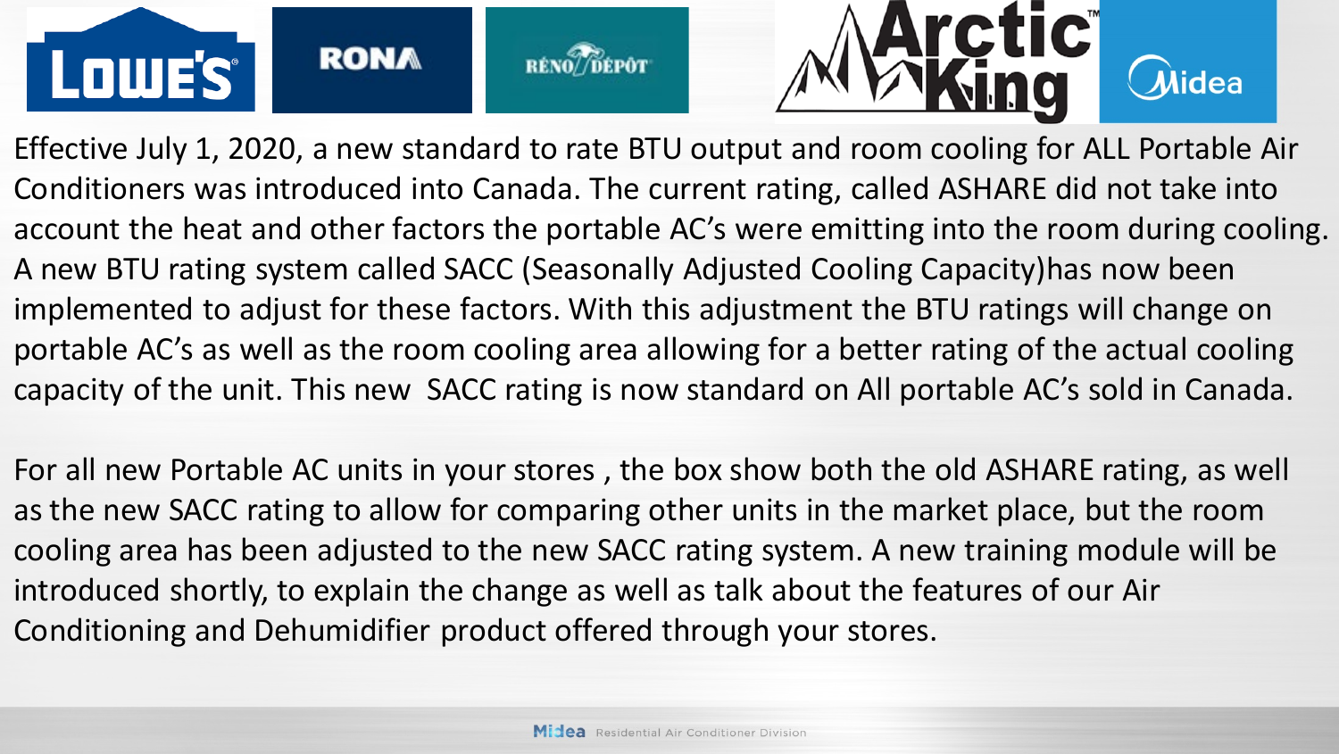Effective July 1, 2020, a new standard to rate BTU output and room cooling for ALL Portable Air Conditioners was introduced into Canada. The current rating, called ASHARE did not take into account the heat and other factors the portable AC's were emitting into the room during cooling. A new BTU rating system called SACC (Seasonally Adjusted Cooling Capacity)has now been implemented to adjust for these factors. With this adjustment the BTU ratings will change on portable AC's as well as the room cooling area allowing for a better rating of the actual cooling capacity of the unit. This new SACC rating is now standard on All portable AC's sold in Canada.

For all new Portable AC units in your stores , the box show both the old ASHARE rating, as well as the new SACC rating to allow for comparing other units in the market place, but the room cooling area has been adjusted to the new SACC rating system. A new training module will be introduced shortly, to explain the change as well as talk about the features of our Air Conditioning and Dehumidifier product offered through your stores.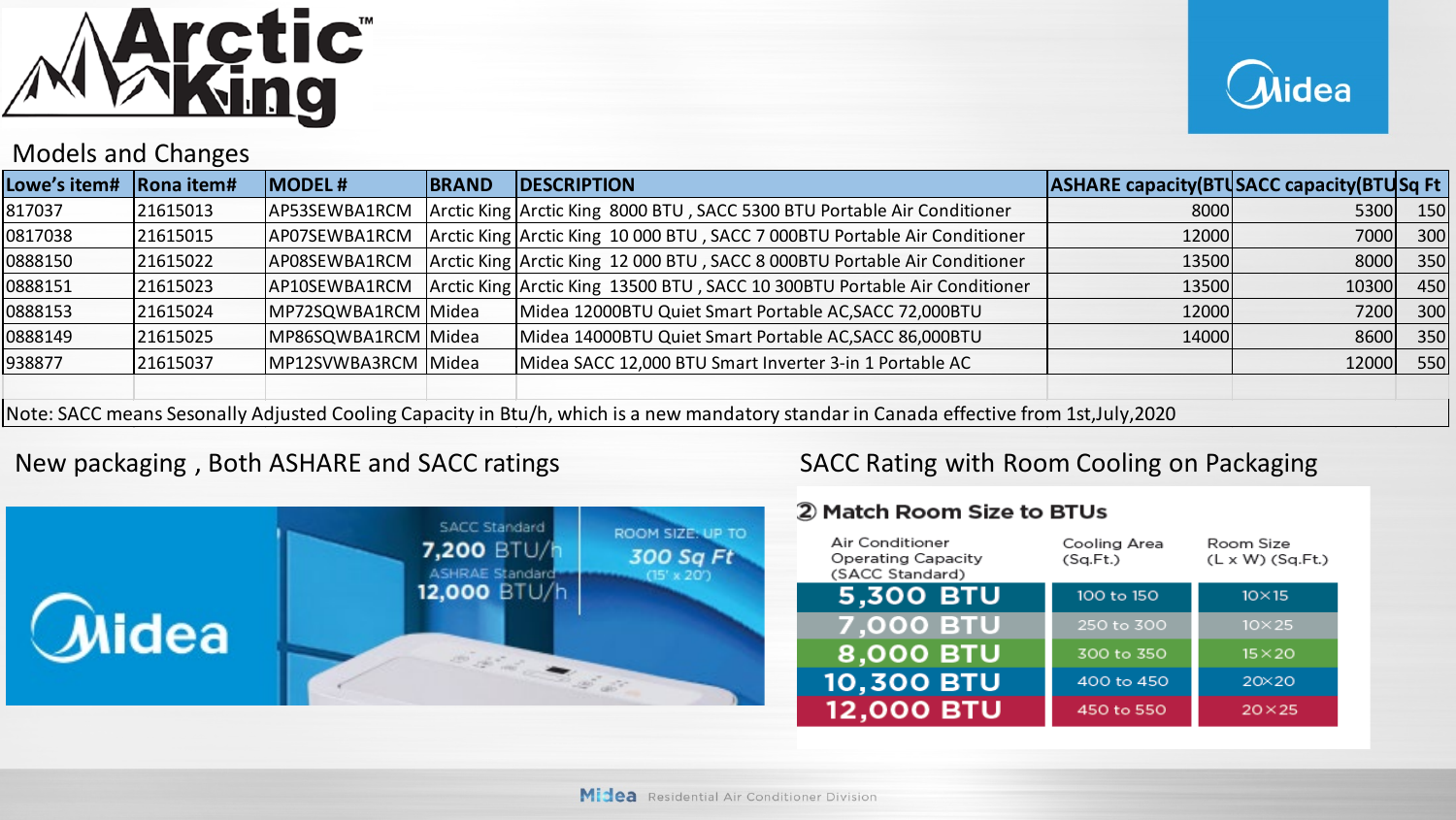Models and Changes

| Lowe's item# | Rona item# | MODEL # | BRAND | DESCRIPTION | ASHARE capacity(BTU | SACC capacity(BTU | Sq Ft |
|---|---|---|---|---|---|---|---|
| 817037 | 21615013 | AP53SEWBA1RCM | Arctic King | Arctic King 8000 BTU , SACC 5300 BTU Portable Air Conditioner | 8000 | 5300 | 150 |
| 0817038 | 21615015 | AP07SEWBA1RCM | Arctic King | Arctic King 10 000 BTU , SACC 7 000BTU Portable Air Conditioner | 12000 | 7000 | 300 |
| 0888150 | 21615022 | AP08SEWBA1RCM | Arctic King | Arctic King 12 000 BTU , SACC 8 000BTU Portable Air Conditioner | 13500 | 8000 | 350 |
| 0888151 | 21615023 | AP10SEWBA1RCM | Arctic King | Arctic King 13500 BTU , SACC 10 300BTU Portable Air Conditioner | 13500 | 10300 | 450 |
| 0888153 | 21615024 | MP72SQWBA1RCM | Midea | Midea 12000BTU Quiet Smart Portable AC,SACC 72,000BTU | 12000 | 7200 | 300 |
| 0888149 | 21615025 | MP86SQWBA1RCM | Midea | Midea 14000BTU Quiet Smart Portable AC,SACC 86,000BTU | 14000 | 8600 | 350 |
| 938877 | 21615037 | MP12SVWBA3RCM | Midea | Midea SACC 12,000 BTU Smart Inverter 3-in 1 Portable AC | | 12000 | 550 |

Note: SACC means Sesonally Adjusted Cooling Capacity in Btu/h, which is a new mandatory standar in Canada effective from 1st,July,2020

New packaging , Both ASHARE and SACC ratings

Midea

SACC Standard
7,200 BTU/h
ASHRAE Standard
12,000 BTU/h

ROOM SIZE: UP TO
300 Sq Ft
(15' x 20')

SACC Rating with Room Cooling on Packaging

② Match Room Size to BTUs

| Air Conditioner Operating Capacity (SACC Standard) | Cooling Area (Sq.Ft.) | Room Size (L x W) (Sq.Ft.) |
|---|---|---|
| 5,300 BTU | 100 to 150 | 10×15 |
| 7,000 BTU | 250 to 300 | 10×25 |
| 8,000 BTU | 300 to 350 | 15×20 |
| 10,300 BTU | 400 to 450 | 20×20 |
| 12,000 BTU | 450 to 550 | 20×25 |